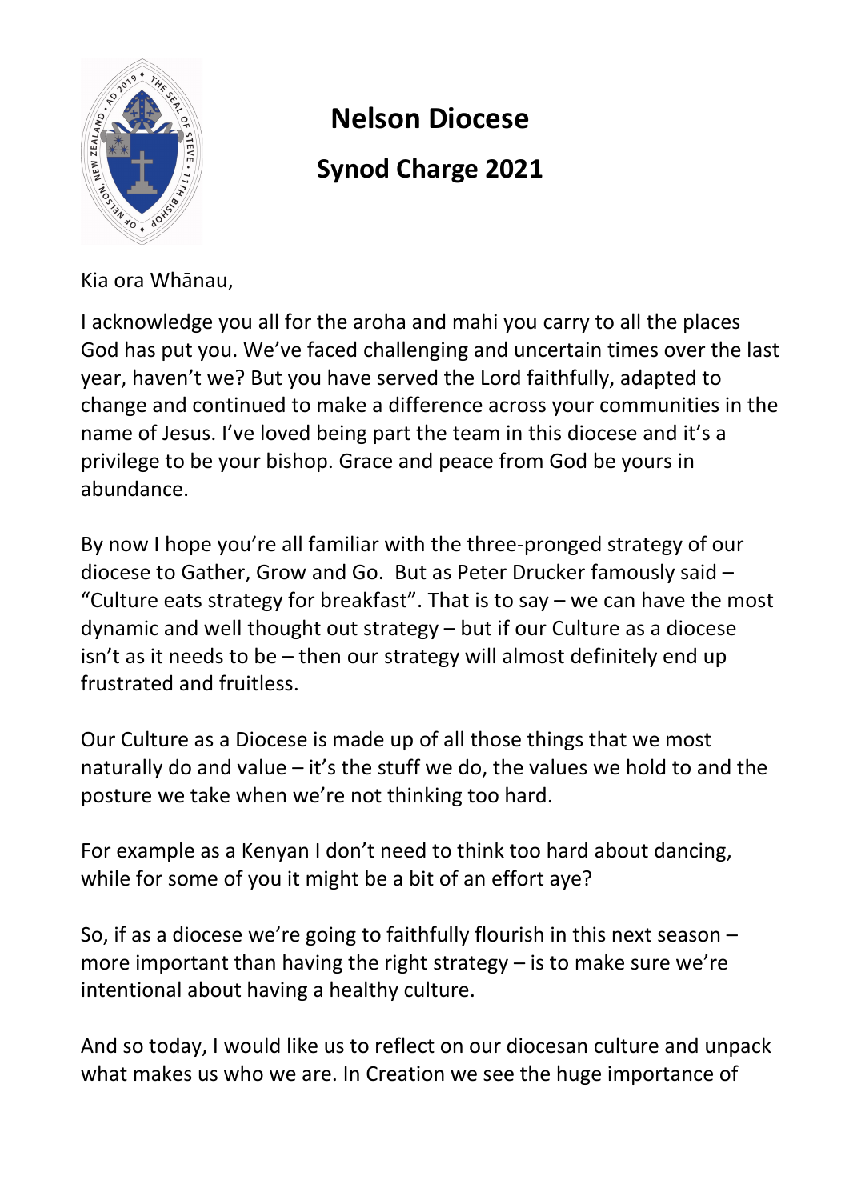# Nelson Diocese

## Synod Charge 2021

Kia ora Whānau,

I acknowledge you all for the aroha and mahi you carry to all the places God has put you. We've faced challenging and uncertain times over the last year, haven't we? But you have served the Lord faithfully, adapted to change and continued to make a difference across your communities in the name of Jesus. I've loved being part the team in this diocese and it's a privilege to be your bishop. Grace and peace from God be yours in abundance.

By now I hope you're all familiar with the three-pronged strategy of our diocese to Gather, Grow and Go. But as Peter Drucker famously said – "Culture eats strategy for breakfast". That is to say – we can have the most dynamic and well thought out strategy – but if our Culture as a diocese isn't as it needs to be – then our strategy will almost definitely end up frustrated and fruitless.

Our Culture as a Diocese is made up of all those things that we most naturally do and value – it's the stuff we do, the values we hold to and the posture we take when we're not thinking too hard.

For example as a Kenyan I don't need to think too hard about dancing, while for some of you it might be a bit of an effort aye?

So, if as a diocese we're going to faithfully flourish in this next season – more important than having the right strategy – is to make sure we're intentional about having a healthy culture.

And so today, I would like us to reflect on our diocesan culture and unpack what makes us who we are. In Creation we see the huge importance of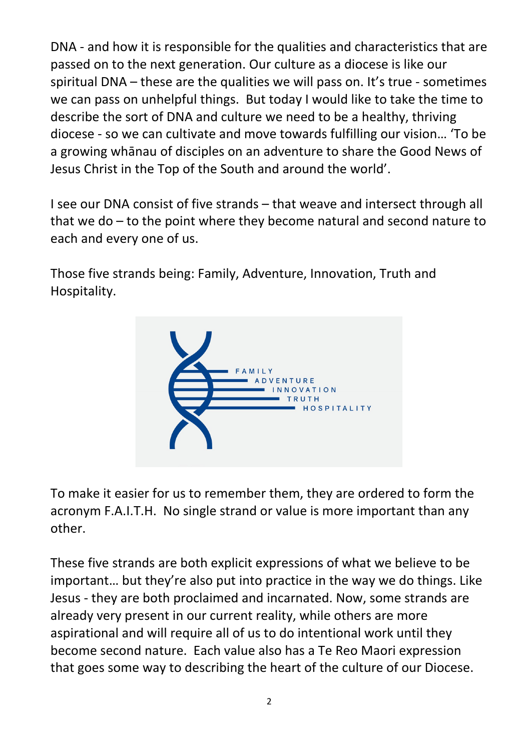DNA - and how it is responsible for the qualities and characteristics that are passed on to the next generation. Our culture as a diocese is like our spiritual DNA – these are the qualities we will pass on. It's true - sometimes we can pass on unhelpful things. But today I would like to take the time to describe the sort of DNA and culture we need to be a healthy, thriving diocese - so we can cultivate and move towards fulfilling our vision… 'To be a growing whānau of disciples on an adventure to share the Good News of Jesus Christ in the Top of the South and around the world'.

I see our DNA consist of five strands – that weave and intersect through all that we do – to the point where they become natural and second nature to each and every one of us.

Those five strands being: Family, Adventure, Innovation, Truth and Hospitality.

FAMILY
ADVENTURE
INNOVATION
TRUTH
HOSPITALITY

To make it easier for us to remember them, they are ordered to form the acronym F.A.I.T.H. No single strand or value is more important than any other.

These five strands are both explicit expressions of what we believe to be important… but they're also put into practice in the way we do things. Like Jesus - they are both proclaimed and incarnated. Now, some strands are already very present in our current reality, while others are more aspirational and will require all of us to do intentional work until they become second nature. Each value also has a Te Reo Maori expression that goes some way to describing the heart of the culture of our Diocese.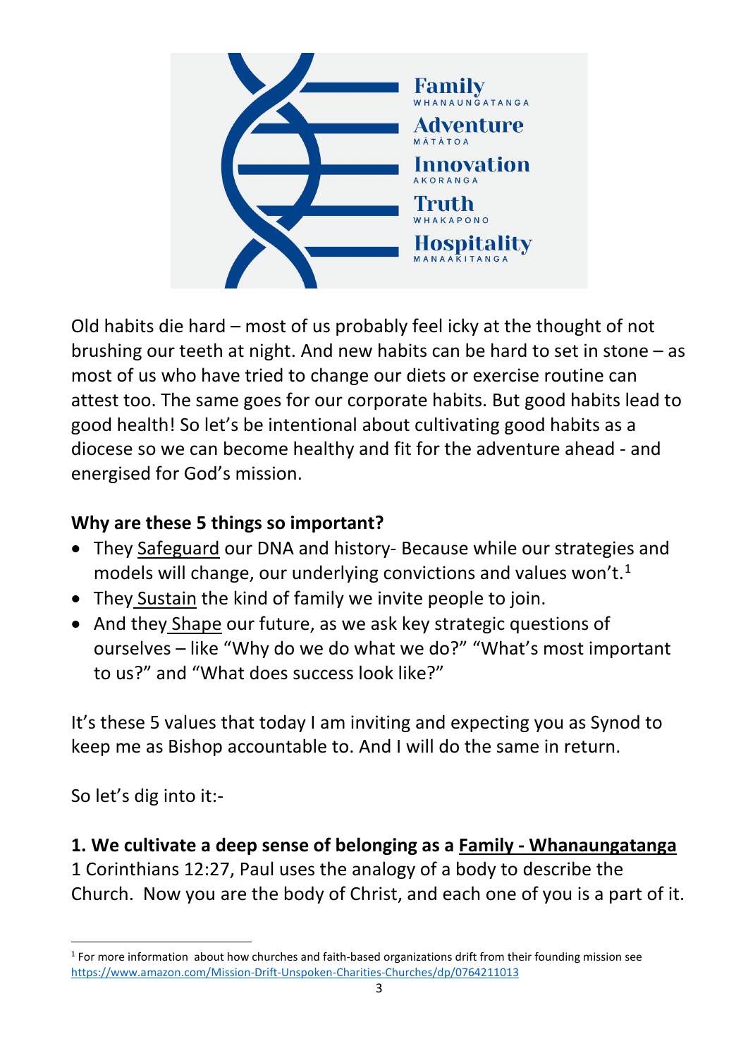Family
WHANAUNGATANGA

Adventure
MĀTĀTOA

Innovation
AKORANGA

Truth
WHAKAPONO

Hospitality
MANAAKITANGA

Old habits die hard – most of us probably feel icky at the thought of not brushing our teeth at night. And new habits can be hard to set in stone – as most of us who have tried to change our diets or exercise routine can attest too. The same goes for our corporate habits. But good habits lead to good health! So let's be intentional about cultivating good habits as a diocese so we can become healthy and fit for the adventure ahead - and energised for God's mission.

**Why are these 5 things so important?**

- They Safeguard our DNA and history- Because while our strategies and models will change, our underlying convictions and values won't.[1]
- They Sustain the kind of family we invite people to join.
- And they Shape our future, as we ask key strategic questions of ourselves – like "Why do we do what we do?" "What's most important to us?" and "What does success look like?"

It's these 5 values that today I am inviting and expecting you as Synod to keep me as Bishop accountable to. And I will do the same in return.

So let's dig into it:-

**1. We cultivate a deep sense of belonging as a Family - Whanaungatanga**

1 Corinthians 12:27, Paul uses the analogy of a body to describe the Church. Now you are the body of Christ, and each one of you is a part of it.

[1] For more information about how churches and faith-based organizations drift from their founding mission see https://www.amazon.com/Mission-Drift-Unspoken-Charities-Churches/dp/0764211013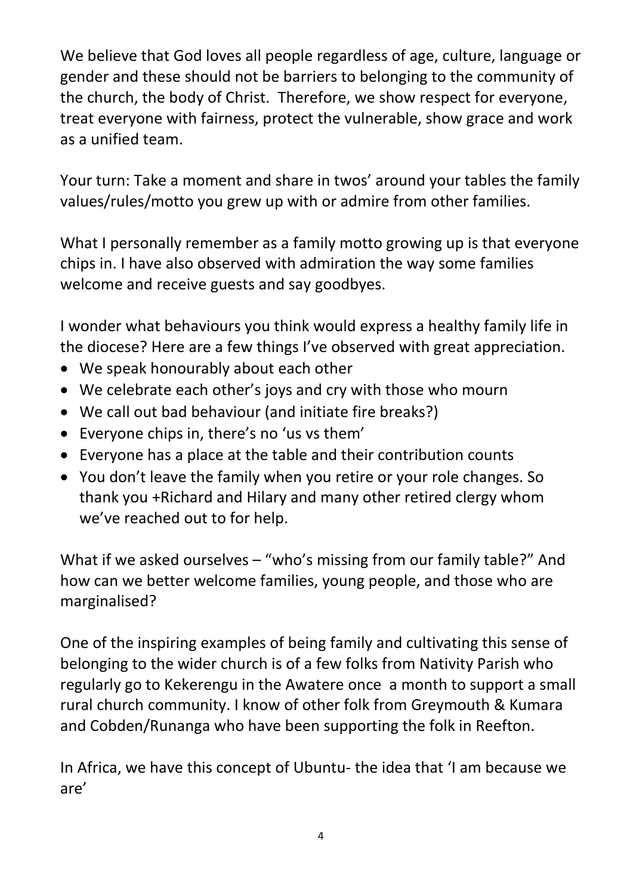We believe that God loves all people regardless of age, culture, language or gender and these should not be barriers to belonging to the community of the church, the body of Christ. Therefore, we show respect for everyone, treat everyone with fairness, protect the vulnerable, show grace and work as a unified team.

Your turn: Take a moment and share in twos' around your tables the family values/rules/motto you grew up with or admire from other families.

What I personally remember as a family motto growing up is that everyone chips in. I have also observed with admiration the way some families welcome and receive guests and say goodbyes.

I wonder what behaviours you think would express a healthy family life in the diocese? Here are a few things I've observed with great appreciation.

- We speak honourably about each other
- We celebrate each other's joys and cry with those who mourn
- We call out bad behaviour (and initiate fire breaks?)
- Everyone chips in, there's no 'us vs them'
- Everyone has a place at the table and their contribution counts
- You don't leave the family when you retire or your role changes. So thank you +Richard and Hilary and many other retired clergy whom we've reached out to for help.

What if we asked ourselves – "who's missing from our family table?" And how can we better welcome families, young people, and those who are marginalised?

One of the inspiring examples of being family and cultivating this sense of belonging to the wider church is of a few folks from Nativity Parish who regularly go to Kekerengu in the Awatere once a month to support a small rural church community. I know of other folk from Greymouth & Kumara and Cobden/Runanga who have been supporting the folk in Reefton.

In Africa, we have this concept of Ubuntu- the idea that 'I am because we are'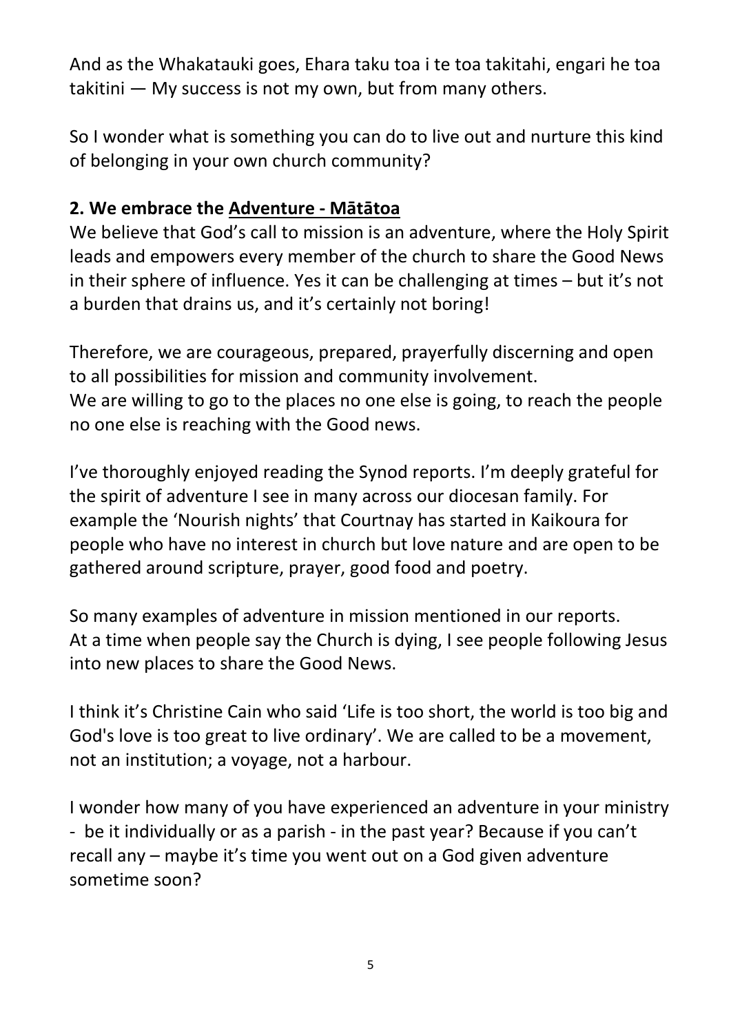And as the Whakatauki goes, Ehara taku toa i te toa takitahi, engari he toa takitini — My success is not my own, but from many others.

So I wonder what is something you can do to live out and nurture this kind of belonging in your own church community?

**2. We embrace the <u>Adventure - Mātātoa</u>**

We believe that God's call to mission is an adventure, where the Holy Spirit leads and empowers every member of the church to share the Good News in their sphere of influence. Yes it can be challenging at times – but it's not a burden that drains us, and it's certainly not boring!

Therefore, we are courageous, prepared, prayerfully discerning and open to all possibilities for mission and community involvement.
We are willing to go to the places no one else is going, to reach the people no one else is reaching with the Good news.

I've thoroughly enjoyed reading the Synod reports. I'm deeply grateful for the spirit of adventure I see in many across our diocesan family. For example the 'Nourish nights' that Courtnay has started in Kaikoura for people who have no interest in church but love nature and are open to be gathered around scripture, prayer, good food and poetry.

So many examples of adventure in mission mentioned in our reports.
At a time when people say the Church is dying, I see people following Jesus into new places to share the Good News.

I think it's Christine Cain who said 'Life is too short, the world is too big and God's love is too great to live ordinary'. We are called to be a movement, not an institution; a voyage, not a harbour.

I wonder how many of you have experienced an adventure in your ministry - be it individually or as a parish - in the past year? Because if you can't recall any – maybe it's time you went out on a God given adventure sometime soon?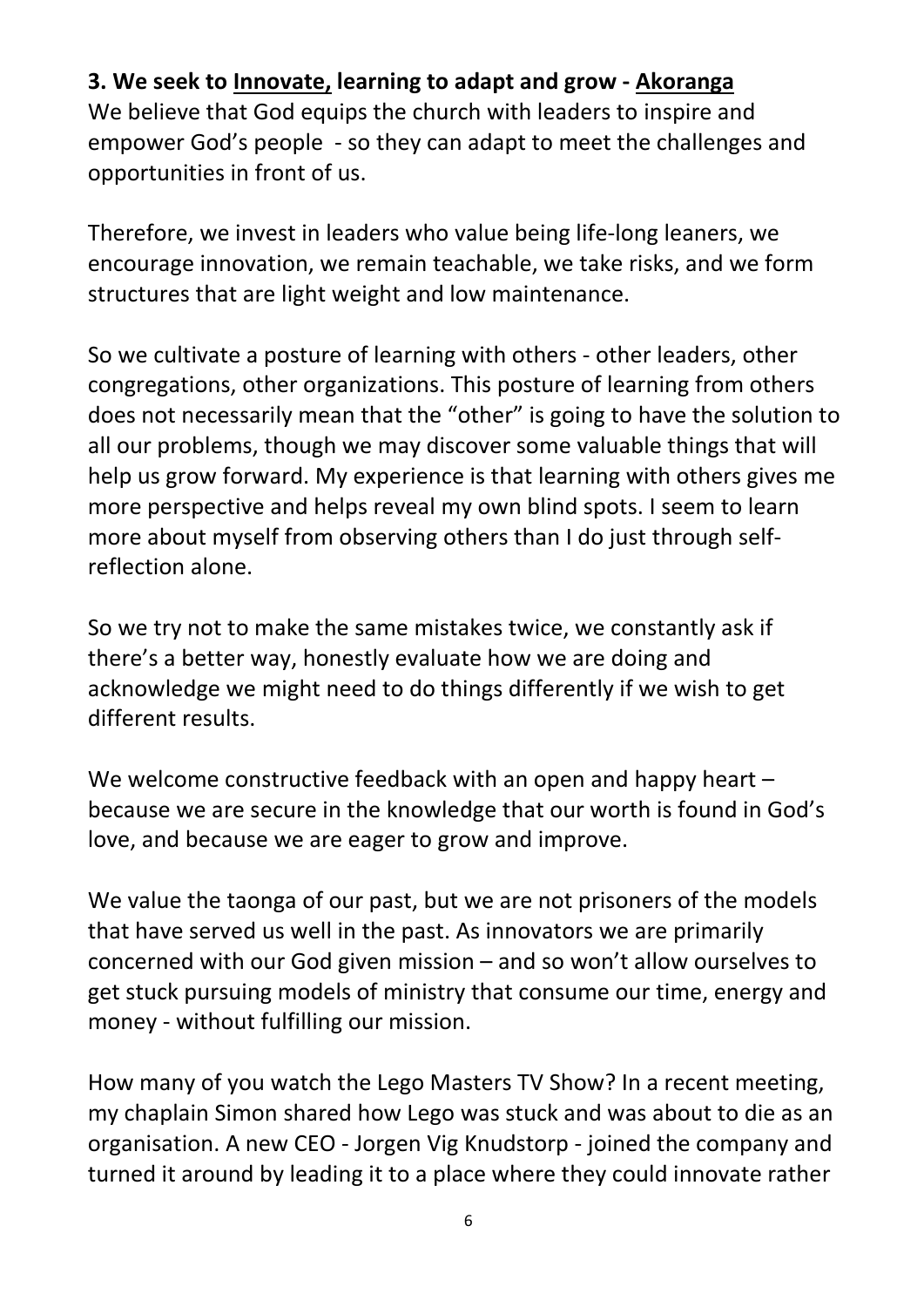**3. We seek to <u>Innovate,</u> learning to adapt and grow - <u>Akoranga</u>**

We believe that God equips the church with leaders to inspire and empower God's people - so they can adapt to meet the challenges and opportunities in front of us.

Therefore, we invest in leaders who value being life-long leaners, we encourage innovation, we remain teachable, we take risks, and we form structures that are light weight and low maintenance.

So we cultivate a posture of learning with others - other leaders, other congregations, other organizations. This posture of learning from others does not necessarily mean that the "other" is going to have the solution to all our problems, though we may discover some valuable things that will help us grow forward. My experience is that learning with others gives me more perspective and helps reveal my own blind spots. I seem to learn more about myself from observing others than I do just through self-reflection alone.

So we try not to make the same mistakes twice, we constantly ask if there's a better way, honestly evaluate how we are doing and acknowledge we might need to do things differently if we wish to get different results.

We welcome constructive feedback with an open and happy heart – because we are secure in the knowledge that our worth is found in God's love, and because we are eager to grow and improve.

We value the taonga of our past, but we are not prisoners of the models that have served us well in the past. As innovators we are primarily concerned with our God given mission – and so won't allow ourselves to get stuck pursuing models of ministry that consume our time, energy and money - without fulfilling our mission.

How many of you watch the Lego Masters TV Show? In a recent meeting, my chaplain Simon shared how Lego was stuck and was about to die as an organisation. A new CEO - Jorgen Vig Knudstorp - joined the company and turned it around by leading it to a place where they could innovate rather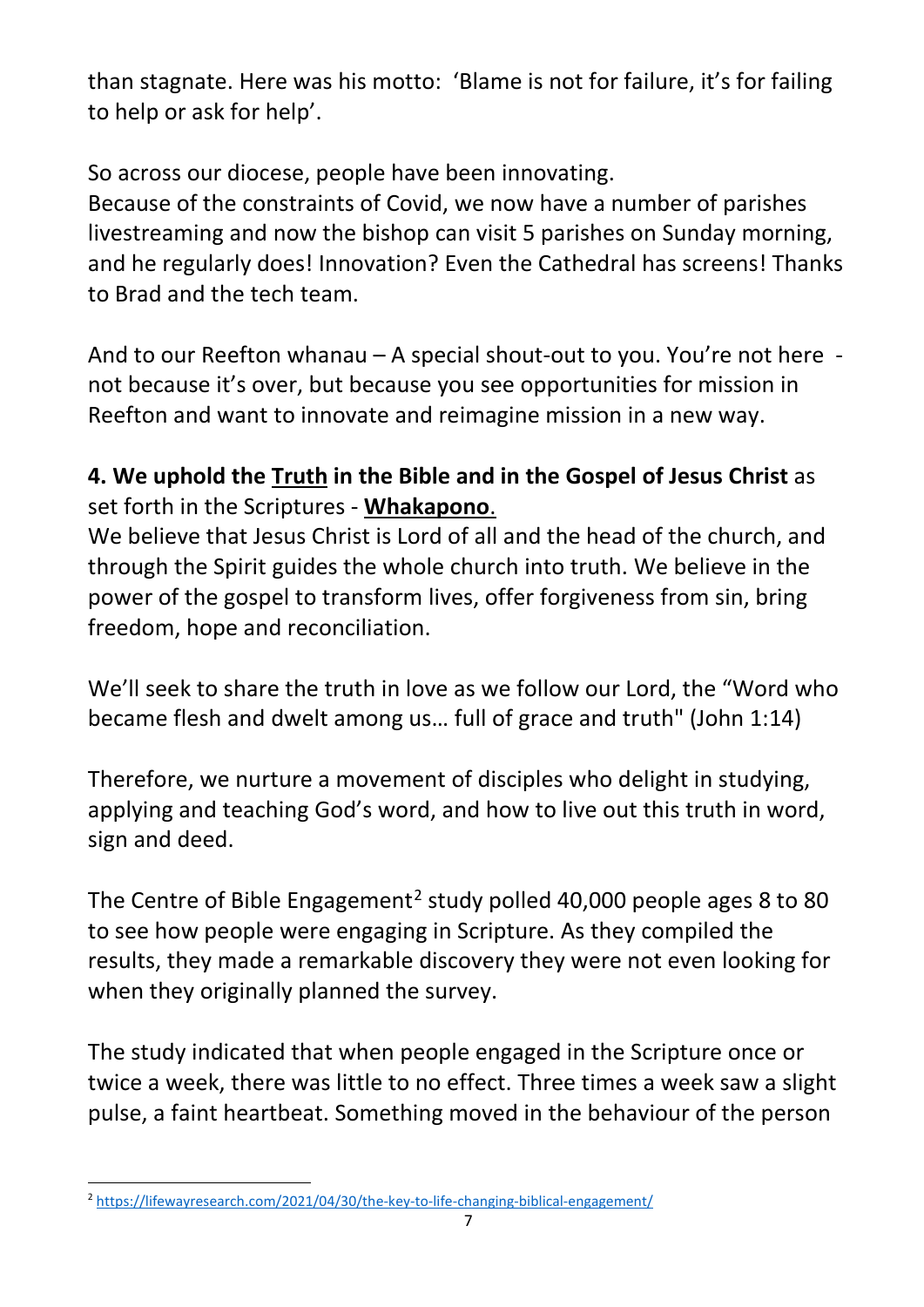than stagnate. Here was his motto: 'Blame is not for failure, it's for failing to help or ask for help'.

So across our diocese, people have been innovating.
Because of the constraints of Covid, we now have a number of parishes livestreaming and now the bishop can visit 5 parishes on Sunday morning, and he regularly does! Innovation? Even the Cathedral has screens! Thanks to Brad and the tech team.

And to our Reefton whanau – A special shout-out to you. You're not here - not because it's over, but because you see opportunities for mission in Reefton and want to innovate and reimagine mission in a new way.

**4. We uphold the <u>Truth</u> in the Bible and in the Gospel of Jesus Christ** as set forth in the Scriptures - **<u>Whakapono</u>**.
We believe that Jesus Christ is Lord of all and the head of the church, and through the Spirit guides the whole church into truth. We believe in the power of the gospel to transform lives, offer forgiveness from sin, bring freedom, hope and reconciliation.

We'll seek to share the truth in love as we follow our Lord, the "Word who became flesh and dwelt among us… full of grace and truth" (John 1:14)

Therefore, we nurture a movement of disciples who delight in studying, applying and teaching God's word, and how to live out this truth in word, sign and deed.

The Centre of Bible Engagement[2] study polled 40,000 people ages 8 to 80 to see how people were engaging in Scripture. As they compiled the results, they made a remarkable discovery they were not even looking for when they originally planned the survey.

The study indicated that when people engaged in the Scripture once or twice a week, there was little to no effect. Three times a week saw a slight pulse, a faint heartbeat. Something moved in the behaviour of the person

[2] https://lifewayresearch.com/2021/04/30/the-key-to-life-changing-biblical-engagement/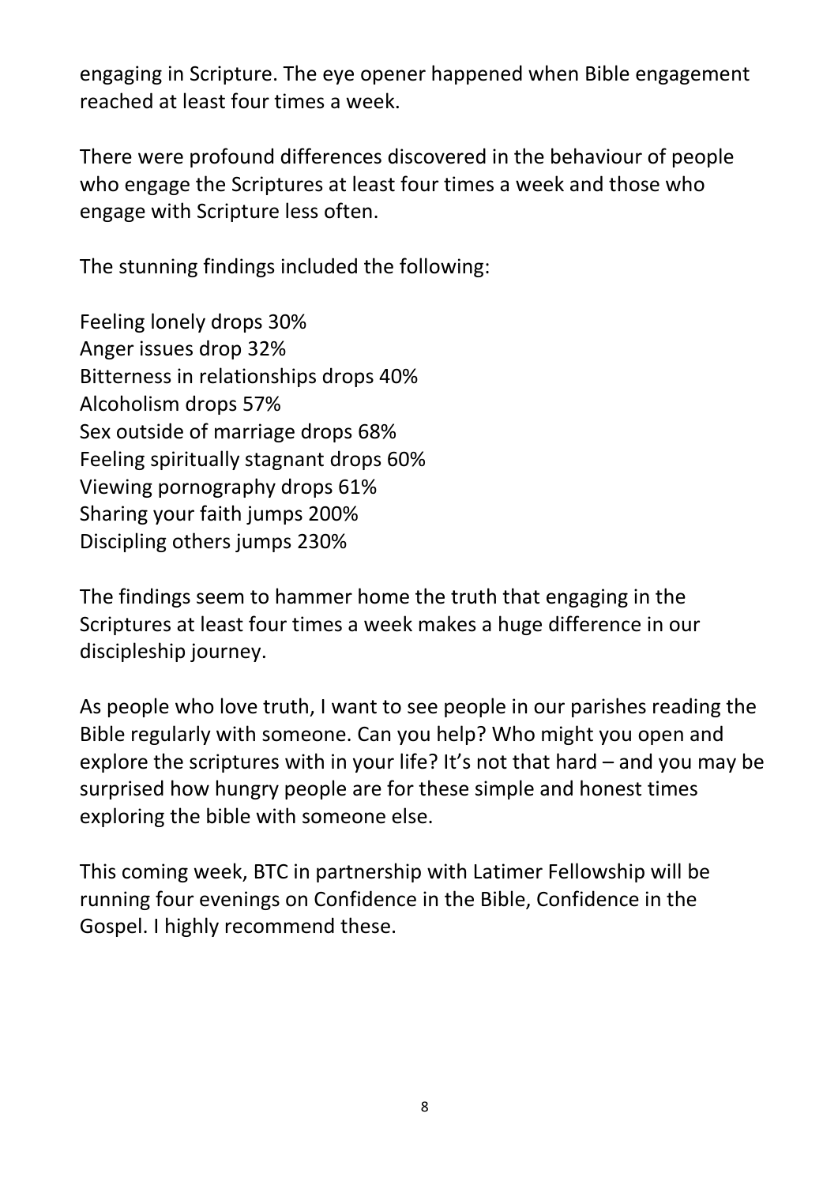engaging in Scripture. The eye opener happened when Bible engagement reached at least four times a week.

There were profound differences discovered in the behaviour of people who engage the Scriptures at least four times a week and those who engage with Scripture less often.

The stunning findings included the following:

Feeling lonely drops 30%
Anger issues drop 32%
Bitterness in relationships drops 40%
Alcoholism drops 57%
Sex outside of marriage drops 68%
Feeling spiritually stagnant drops 60%
Viewing pornography drops 61%
Sharing your faith jumps 200%
Discipling others jumps 230%

The findings seem to hammer home the truth that engaging in the Scriptures at least four times a week makes a huge difference in our discipleship journey.

As people who love truth, I want to see people in our parishes reading the Bible regularly with someone. Can you help? Who might you open and explore the scriptures with in your life? It's not that hard – and you may be surprised how hungry people are for these simple and honest times exploring the bible with someone else.

This coming week, BTC in partnership with Latimer Fellowship will be running four evenings on Confidence in the Bible, Confidence in the Gospel. I highly recommend these.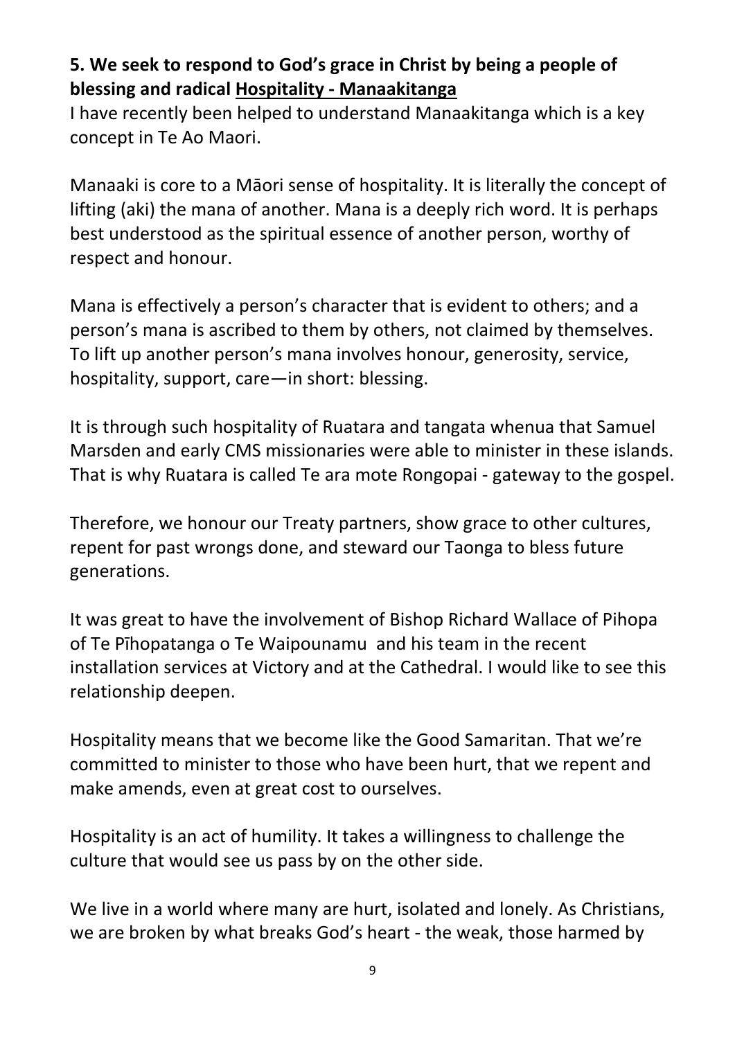**5. We seek to respond to God's grace in Christ by being a people of blessing and radical Hospitality - Manaakitanga**

I have recently been helped to understand Manaakitanga which is a key concept in Te Ao Maori.

Manaaki is core to a Māori sense of hospitality. It is literally the concept of lifting (aki) the mana of another. Mana is a deeply rich word. It is perhaps best understood as the spiritual essence of another person, worthy of respect and honour.

Mana is effectively a person's character that is evident to others; and a person's mana is ascribed to them by others, not claimed by themselves. To lift up another person's mana involves honour, generosity, service, hospitality, support, care—in short: blessing.

It is through such hospitality of Ruatara and tangata whenua that Samuel Marsden and early CMS missionaries were able to minister in these islands. That is why Ruatara is called Te ara mote Rongopai - gateway to the gospel.

Therefore, we honour our Treaty partners, show grace to other cultures, repent for past wrongs done, and steward our Taonga to bless future generations.

It was great to have the involvement of Bishop Richard Wallace of Pihopa of Te Pīhopatanga o Te Waipounamu and his team in the recent installation services at Victory and at the Cathedral. I would like to see this relationship deepen.

Hospitality means that we become like the Good Samaritan. That we're committed to minister to those who have been hurt, that we repent and make amends, even at great cost to ourselves.

Hospitality is an act of humility. It takes a willingness to challenge the culture that would see us pass by on the other side.

We live in a world where many are hurt, isolated and lonely. As Christians, we are broken by what breaks God's heart - the weak, those harmed by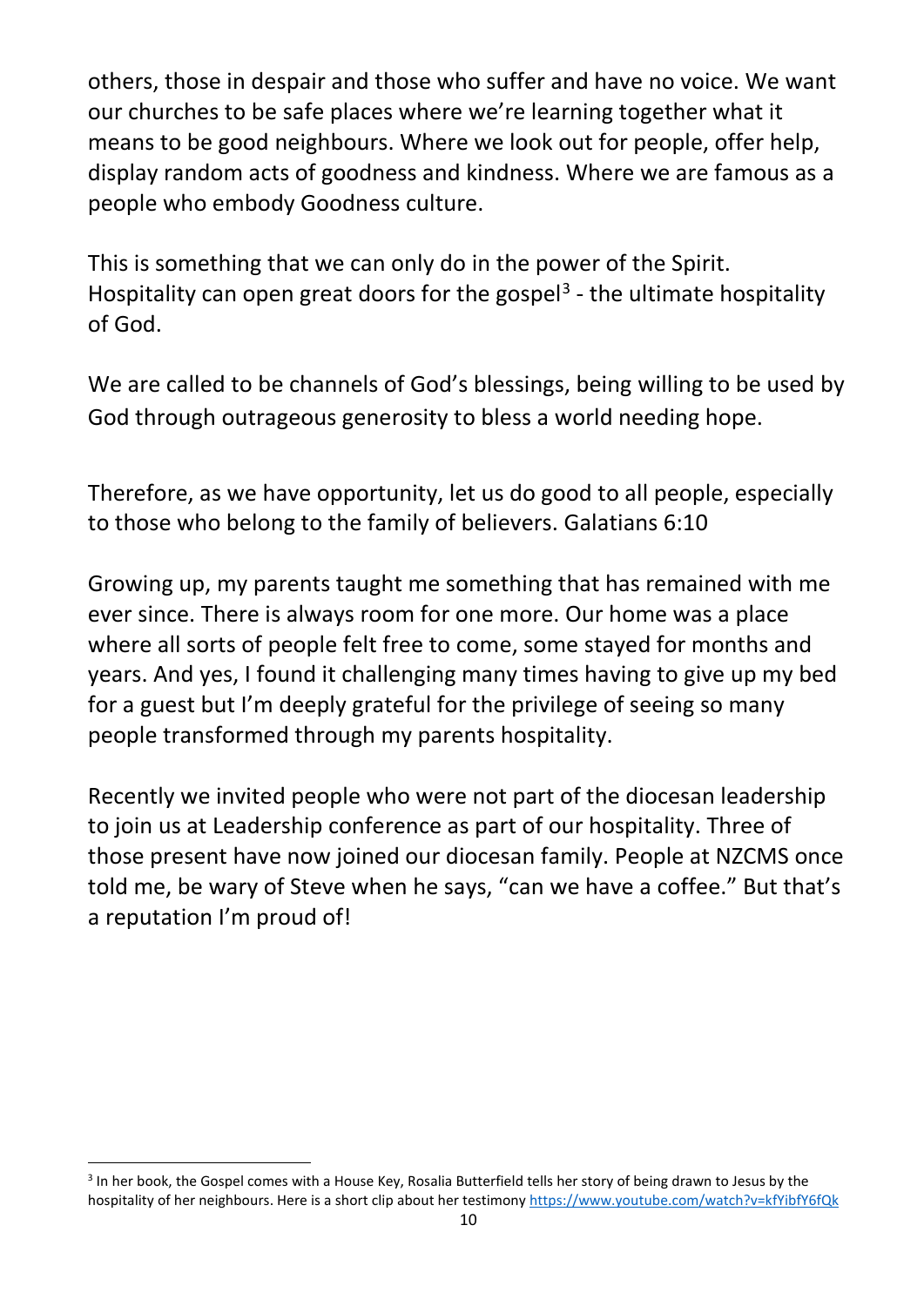others, those in despair and those who suffer and have no voice. We want our churches to be safe places where we're learning together what it means to be good neighbours. Where we look out for people, offer help, display random acts of goodness and kindness. Where we are famous as a people who embody Goodness culture.

This is something that we can only do in the power of the Spirit. Hospitality can open great doors for the gospel[3] - the ultimate hospitality of God.

We are called to be channels of God's blessings, being willing to be used by God through outrageous generosity to bless a world needing hope.

Therefore, as we have opportunity, let us do good to all people, especially to those who belong to the family of believers. Galatians 6:10

Growing up, my parents taught me something that has remained with me ever since. There is always room for one more. Our home was a place where all sorts of people felt free to come, some stayed for months and years. And yes, I found it challenging many times having to give up my bed for a guest but I'm deeply grateful for the privilege of seeing so many people transformed through my parents hospitality.

Recently we invited people who were not part of the diocesan leadership to join us at Leadership conference as part of our hospitality. Three of those present have now joined our diocesan family. People at NZCMS once told me, be wary of Steve when he says, "can we have a coffee." But that's a reputation I'm proud of!

---

[3] In her book, the Gospel comes with a House Key, Rosalia Butterfield tells her story of being drawn to Jesus by the hospitality of her neighbours. Here is a short clip about her testimony https://www.youtube.com/watch?v=kfYibfY6fQk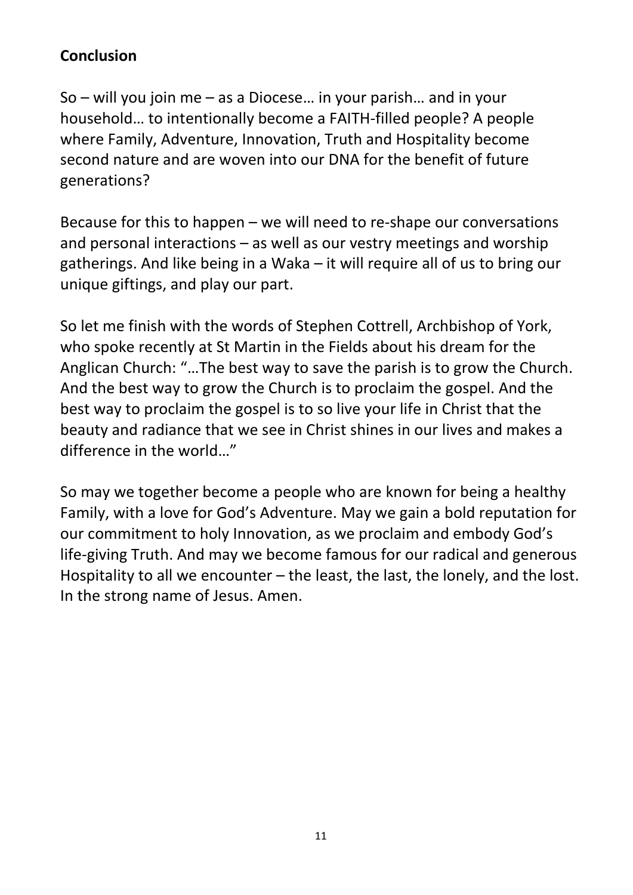## Conclusion

So – will you join me – as a Diocese… in your parish… and in your household… to intentionally become a FAITH-filled people? A people where Family, Adventure, Innovation, Truth and Hospitality become second nature and are woven into our DNA for the benefit of future generations?

Because for this to happen – we will need to re-shape our conversations and personal interactions – as well as our vestry meetings and worship gatherings. And like being in a Waka – it will require all of us to bring our unique giftings, and play our part.

So let me finish with the words of Stephen Cottrell, Archbishop of York, who spoke recently at St Martin in the Fields about his dream for the Anglican Church: "…The best way to save the parish is to grow the Church. And the best way to grow the Church is to proclaim the gospel. And the best way to proclaim the gospel is to so live your life in Christ that the beauty and radiance that we see in Christ shines in our lives and makes a difference in the world…"

So may we together become a people who are known for being a healthy Family, with a love for God's Adventure. May we gain a bold reputation for our commitment to holy Innovation, as we proclaim and embody God's life-giving Truth. And may we become famous for our radical and generous Hospitality to all we encounter – the least, the last, the lonely, and the lost. In the strong name of Jesus. Amen.